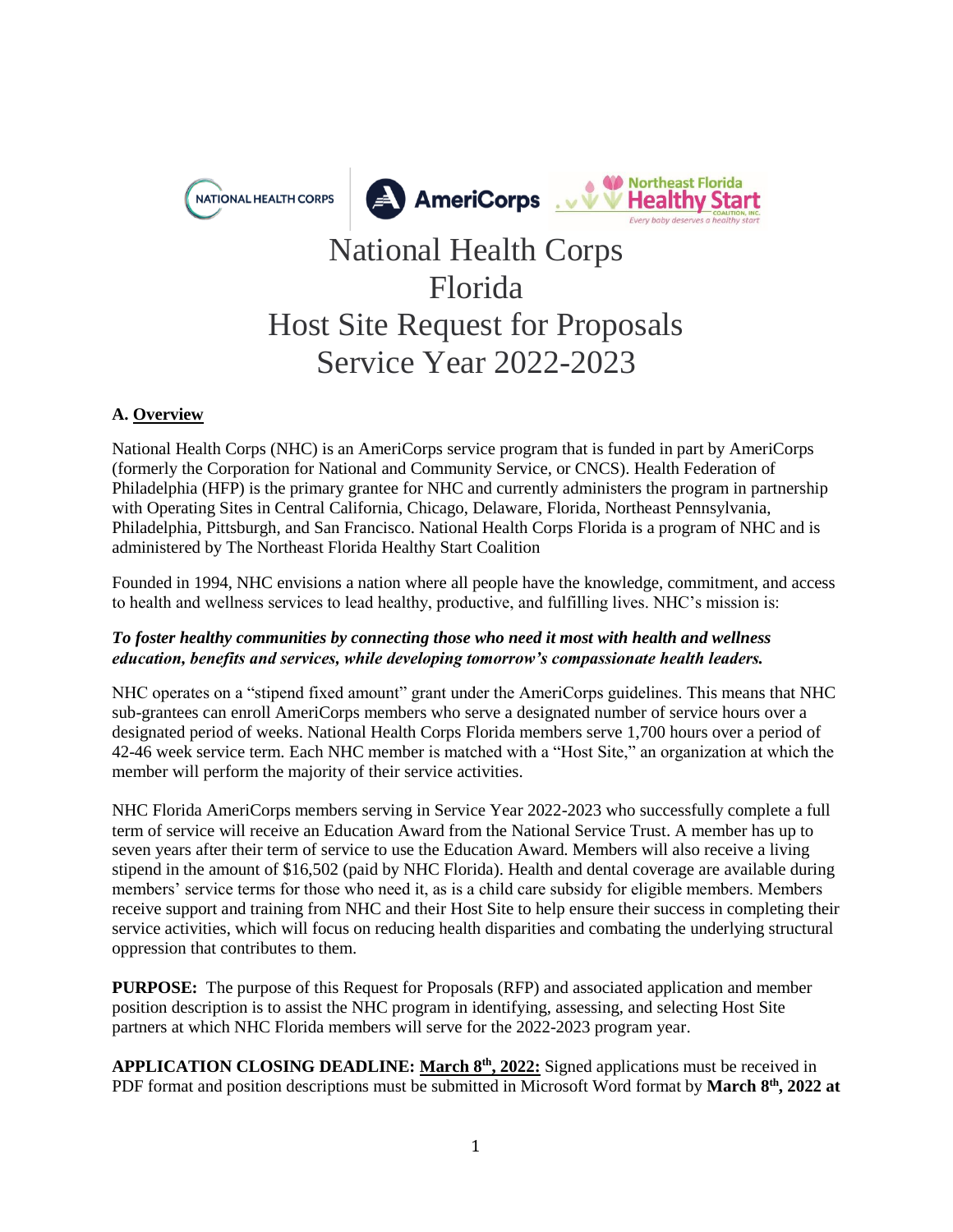# National Health Corps
# Florida
# Host Site Request for Proposals
# Service Year 2022-2023

## A. Overview

National Health Corps (NHC) is an AmeriCorps service program that is funded in part by AmeriCorps (formerly the Corporation for National and Community Service, or CNCS). Health Federation of Philadelphia (HFP) is the primary grantee for NHC and currently administers the program in partnership with Operating Sites in Central California, Chicago, Delaware, Florida, Northeast Pennsylvania, Philadelphia, Pittsburgh, and San Francisco. National Health Corps Florida is a program of NHC and is administered by The Northeast Florida Healthy Start Coalition

Founded in 1994, NHC envisions a nation where all people have the knowledge, commitment, and access to health and wellness services to lead healthy, productive, and fulfilling lives. NHC's mission is:

***To foster healthy communities by connecting those who need it most with health and wellness education, benefits and services, while developing tomorrow's compassionate health leaders.***

NHC operates on a "stipend fixed amount" grant under the AmeriCorps guidelines. This means that NHC sub-grantees can enroll AmeriCorps members who serve a designated number of service hours over a designated period of weeks. National Health Corps Florida members serve 1,700 hours over a period of 42-46 week service term. Each NHC member is matched with a "Host Site," an organization at which the member will perform the majority of their service activities.

NHC Florida AmeriCorps members serving in Service Year 2022-2023 who successfully complete a full term of service will receive an Education Award from the National Service Trust. A member has up to seven years after their term of service to use the Education Award. Members will also receive a living stipend in the amount of $16,502 (paid by NHC Florida). Health and dental coverage are available during members' service terms for those who need it, as is a child care subsidy for eligible members. Members receive support and training from NHC and their Host Site to help ensure their success in completing their service activities, which will focus on reducing health disparities and combating the underlying structural oppression that contributes to them.

**PURPOSE:** The purpose of this Request for Proposals (RFP) and associated application and member position description is to assist the NHC program in identifying, assessing, and selecting Host Site partners at which NHC Florida members will serve for the 2022-2023 program year.

**APPLICATION CLOSING DEADLINE: <u>March 8th, 2022:</u>** Signed applications must be received in PDF format and position descriptions must be submitted in Microsoft Word format by **March 8th, 2022 at**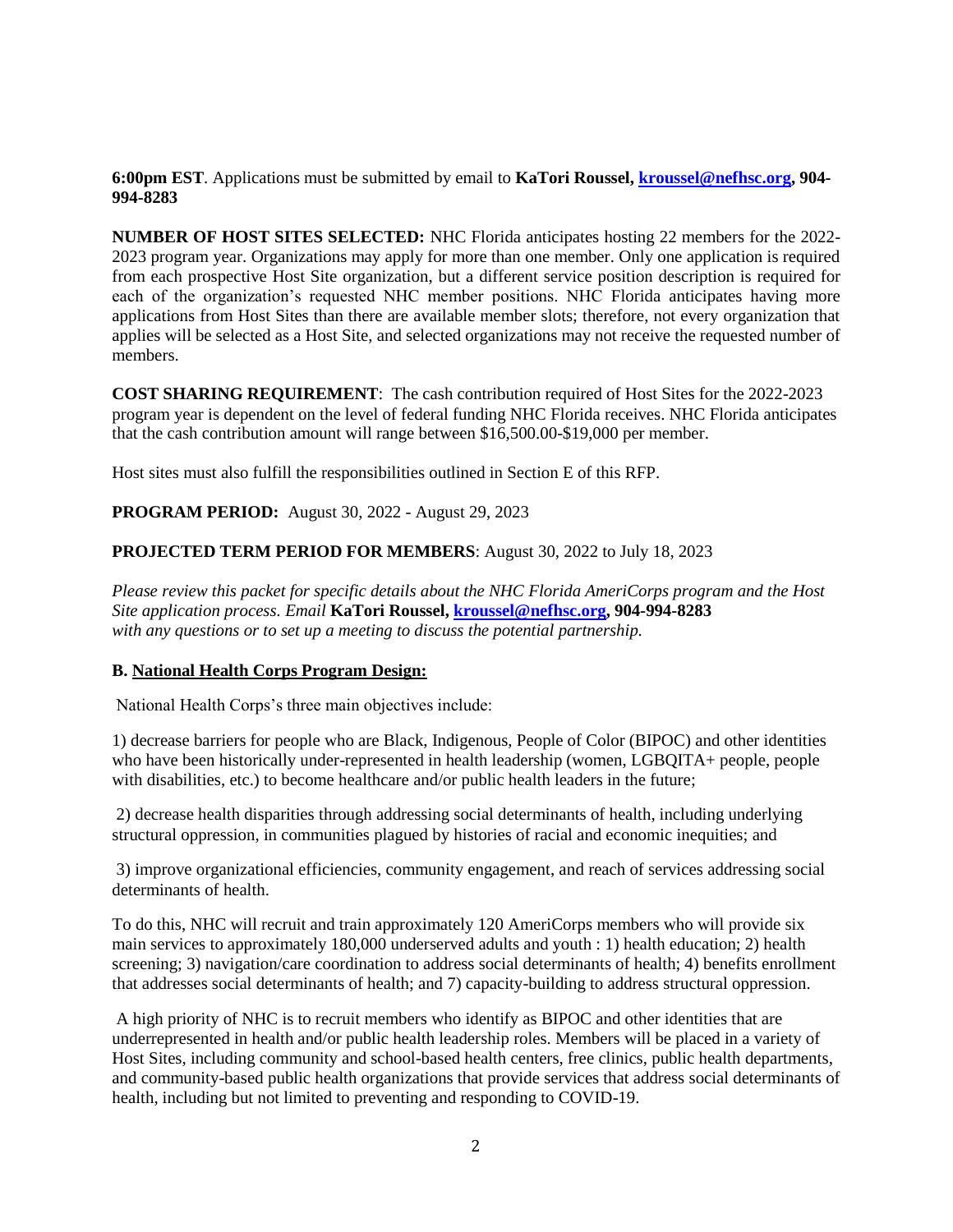**6:00pm EST**. Applications must be submitted by email to **KaTori Roussel, [kroussel@nefhsc.org](mailto:kroussel@nefhsc.org), 904-994-8283**

**NUMBER OF HOST SITES SELECTED:** NHC Florida anticipates hosting 22 members for the 2022-2023 program year. Organizations may apply for more than one member. Only one application is required from each prospective Host Site organization, but a different service position description is required for each of the organization's requested NHC member positions. NHC Florida anticipates having more applications from Host Sites than there are available member slots; therefore, not every organization that applies will be selected as a Host Site, and selected organizations may not receive the requested number of members.

**COST SHARING REQUIREMENT**: The cash contribution required of Host Sites for the 2022-2023 program year is dependent on the level of federal funding NHC Florida receives. NHC Florida anticipates that the cash contribution amount will range between $16,500.00-$19,000 per member.

Host sites must also fulfill the responsibilities outlined in Section E of this RFP.

**PROGRAM PERIOD:** August 30, 2022 - August 29, 2023

**PROJECTED TERM PERIOD FOR MEMBERS**: August 30, 2022 to July 18, 2023

*Please review this packet for specific details about the NHC Florida AmeriCorps program and the Host Site application process. Email* **KaTori Roussel, [kroussel@nefhsc.org](mailto:kroussel@nefhsc.org), 904-994-8283** *with any questions or to set up a meeting to discuss the potential partnership.*

**B. National Health Corps Program Design:**

National Health Corps's three main objectives include:

1) decrease barriers for people who are Black, Indigenous, People of Color (BIPOC) and other identities who have been historically under-represented in health leadership (women, LGBQITA+ people, people with disabilities, etc.) to become healthcare and/or public health leaders in the future;

2) decrease health disparities through addressing social determinants of health, including underlying structural oppression, in communities plagued by histories of racial and economic inequities; and

3) improve organizational efficiencies, community engagement, and reach of services addressing social determinants of health.

To do this, NHC will recruit and train approximately 120 AmeriCorps members who will provide six main services to approximately 180,000 underserved adults and youth : 1) health education; 2) health screening; 3) navigation/care coordination to address social determinants of health; 4) benefits enrollment that addresses social determinants of health; and 7) capacity-building to address structural oppression.

A high priority of NHC is to recruit members who identify as BIPOC and other identities that are underrepresented in health and/or public health leadership roles. Members will be placed in a variety of Host Sites, including community and school-based health centers, free clinics, public health departments, and community-based public health organizations that provide services that address social determinants of health, including but not limited to preventing and responding to COVID-19.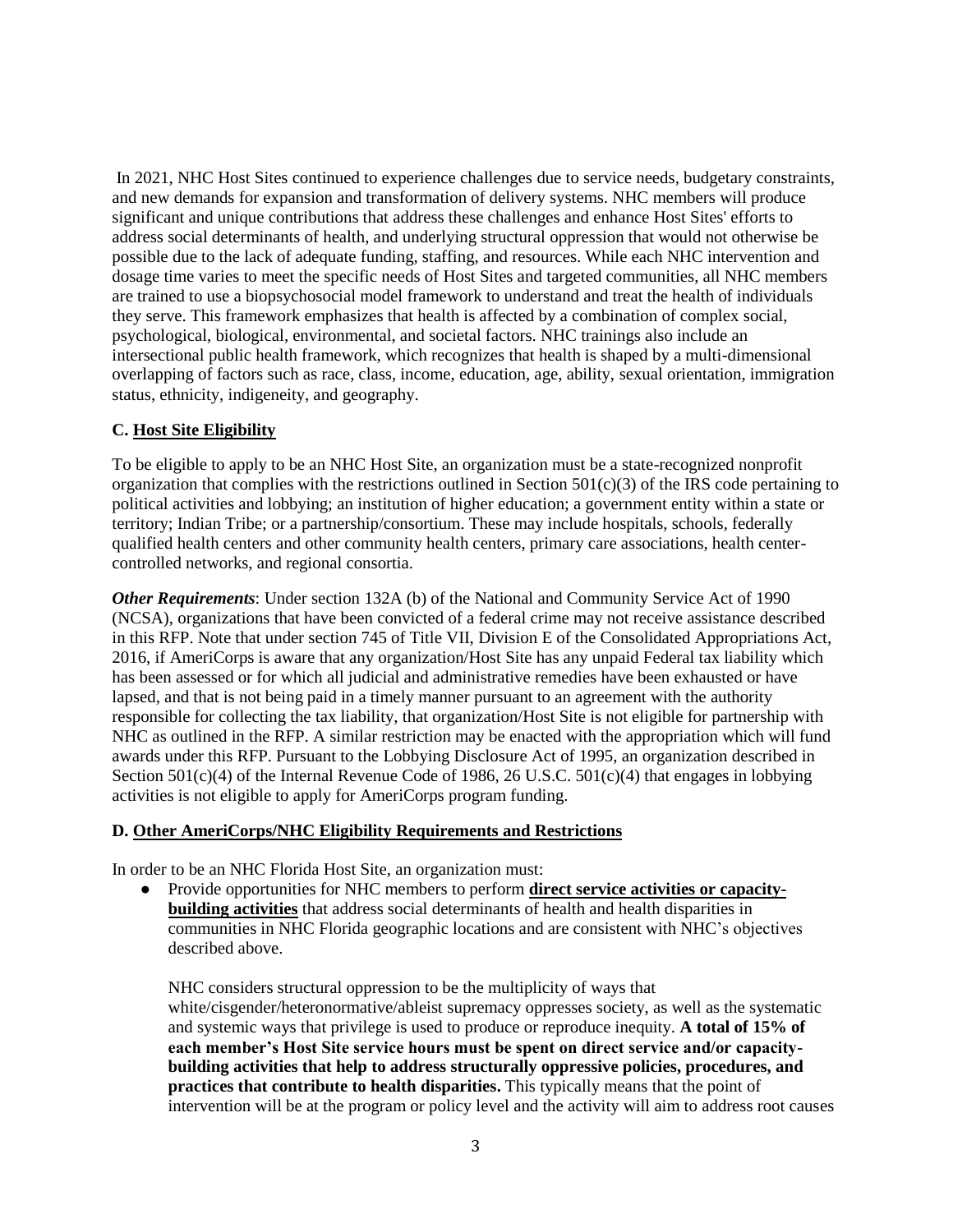In 2021, NHC Host Sites continued to experience challenges due to service needs, budgetary constraints, and new demands for expansion and transformation of delivery systems. NHC members will produce significant and unique contributions that address these challenges and enhance Host Sites' efforts to address social determinants of health, and underlying structural oppression that would not otherwise be possible due to the lack of adequate funding, staffing, and resources. While each NHC intervention and dosage time varies to meet the specific needs of Host Sites and targeted communities, all NHC members are trained to use a biopsychosocial model framework to understand and treat the health of individuals they serve. This framework emphasizes that health is affected by a combination of complex social, psychological, biological, environmental, and societal factors. NHC trainings also include an intersectional public health framework, which recognizes that health is shaped by a multi-dimensional overlapping of factors such as race, class, income, education, age, ability, sexual orientation, immigration status, ethnicity, indigeneity, and geography.

### C. Host Site Eligibility

To be eligible to apply to be an NHC Host Site, an organization must be a state-recognized nonprofit organization that complies with the restrictions outlined in Section 501(c)(3) of the IRS code pertaining to political activities and lobbying; an institution of higher education; a government entity within a state or territory; Indian Tribe; or a partnership/consortium. These may include hospitals, schools, federally qualified health centers and other community health centers, primary care associations, health center-controlled networks, and regional consortia.

***Other Requirements***: Under section 132A (b) of the National and Community Service Act of 1990 (NCSA), organizations that have been convicted of a federal crime may not receive assistance described in this RFP. Note that under section 745 of Title VII, Division E of the Consolidated Appropriations Act, 2016, if AmeriCorps is aware that any organization/Host Site has any unpaid Federal tax liability which has been assessed or for which all judicial and administrative remedies have been exhausted or have lapsed, and that is not being paid in a timely manner pursuant to an agreement with the authority responsible for collecting the tax liability, that organization/Host Site is not eligible for partnership with NHC as outlined in the RFP. A similar restriction may be enacted with the appropriation which will fund awards under this RFP. Pursuant to the Lobbying Disclosure Act of 1995, an organization described in Section 501(c)(4) of the Internal Revenue Code of 1986, 26 U.S.C. 501(c)(4) that engages in lobbying activities is not eligible to apply for AmeriCorps program funding.

### D. Other AmeriCorps/NHC Eligibility Requirements and Restrictions

In order to be an NHC Florida Host Site, an organization must:

- Provide opportunities for NHC members to perform **direct service activities or capacity-building activities** that address social determinants of health and health disparities in communities in NHC Florida geographic locations and are consistent with NHC's objectives described above.

  NHC considers structural oppression to be the multiplicity of ways that white/cisgender/heteronormative/ableist supremacy oppresses society, as well as the systematic and systemic ways that privilege is used to produce or reproduce inequity. **A total of 15% of each member's Host Site service hours must be spent on direct service and/or capacity-building activities that help to address structurally oppressive policies, procedures, and practices that contribute to health disparities.** This typically means that the point of intervention will be at the program or policy level and the activity will aim to address root causes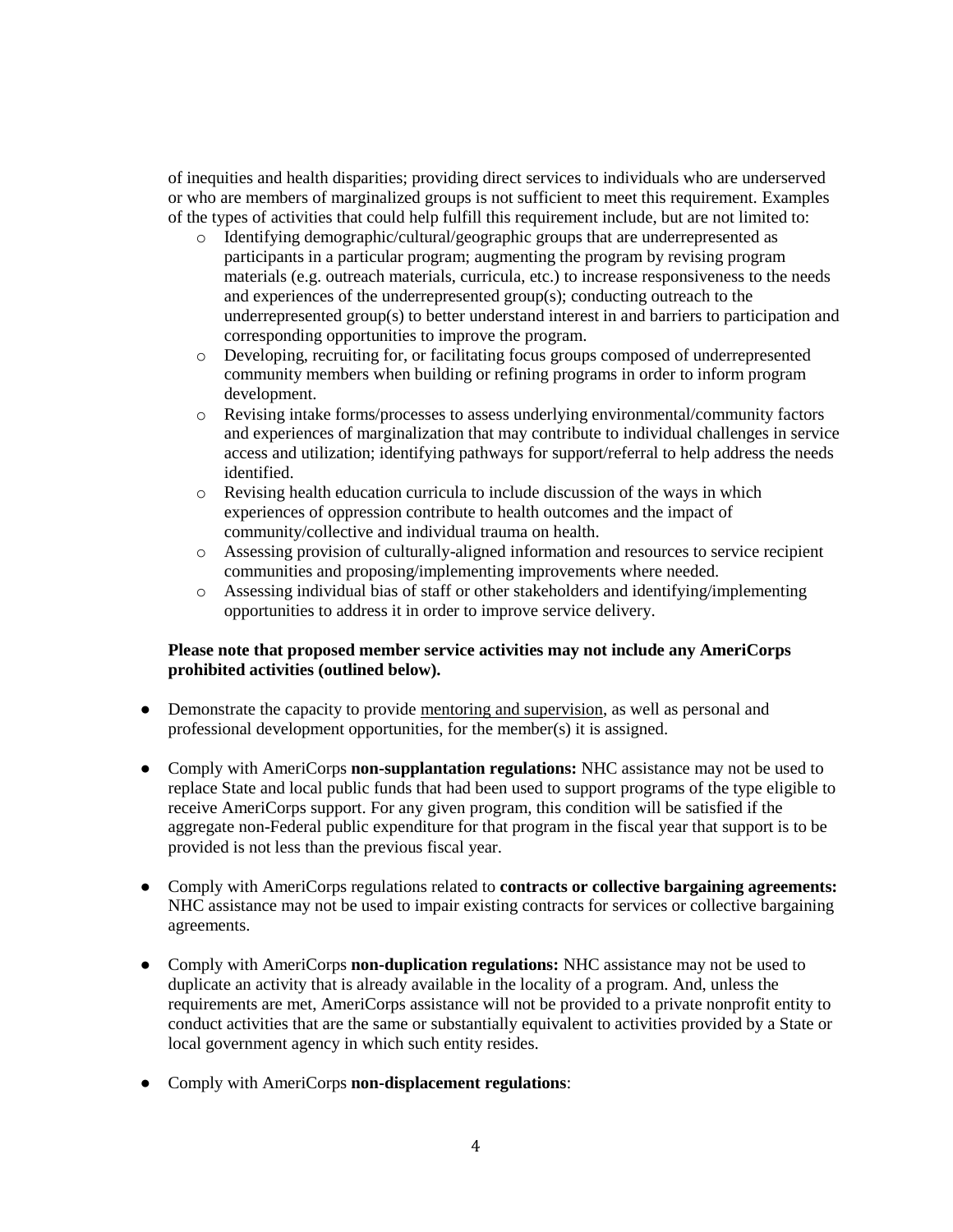of inequities and health disparities; providing direct services to individuals who are underserved or who are members of marginalized groups is not sufficient to meet this requirement. Examples of the types of activities that could help fulfill this requirement include, but are not limited to:

- Identifying demographic/cultural/geographic groups that are underrepresented as participants in a particular program; augmenting the program by revising program materials (e.g. outreach materials, curricula, etc.) to increase responsiveness to the needs and experiences of the underrepresented group(s); conducting outreach to the underrepresented group(s) to better understand interest in and barriers to participation and corresponding opportunities to improve the program.
- Developing, recruiting for, or facilitating focus groups composed of underrepresented community members when building or refining programs in order to inform program development.
- Revising intake forms/processes to assess underlying environmental/community factors and experiences of marginalization that may contribute to individual challenges in service access and utilization; identifying pathways for support/referral to help address the needs identified.
- Revising health education curricula to include discussion of the ways in which experiences of oppression contribute to health outcomes and the impact of community/collective and individual trauma on health.
- Assessing provision of culturally-aligned information and resources to service recipient communities and proposing/implementing improvements where needed.
- Assessing individual bias of staff or other stakeholders and identifying/implementing opportunities to address it in order to improve service delivery.

**Please note that proposed member service activities may not include any AmeriCorps prohibited activities (outlined below).**

- Demonstrate the capacity to provide mentoring and supervision, as well as personal and professional development opportunities, for the member(s) it is assigned.
- Comply with AmeriCorps **non-supplantation regulations:** NHC assistance may not be used to replace State and local public funds that had been used to support programs of the type eligible to receive AmeriCorps support. For any given program, this condition will be satisfied if the aggregate non-Federal public expenditure for that program in the fiscal year that support is to be provided is not less than the previous fiscal year.
- Comply with AmeriCorps regulations related to **contracts or collective bargaining agreements:** NHC assistance may not be used to impair existing contracts for services or collective bargaining agreements.
- Comply with AmeriCorps **non-duplication regulations:** NHC assistance may not be used to duplicate an activity that is already available in the locality of a program. And, unless the requirements are met, AmeriCorps assistance will not be provided to a private nonprofit entity to conduct activities that are the same or substantially equivalent to activities provided by a State or local government agency in which such entity resides.
- Comply with AmeriCorps **non-displacement regulations**: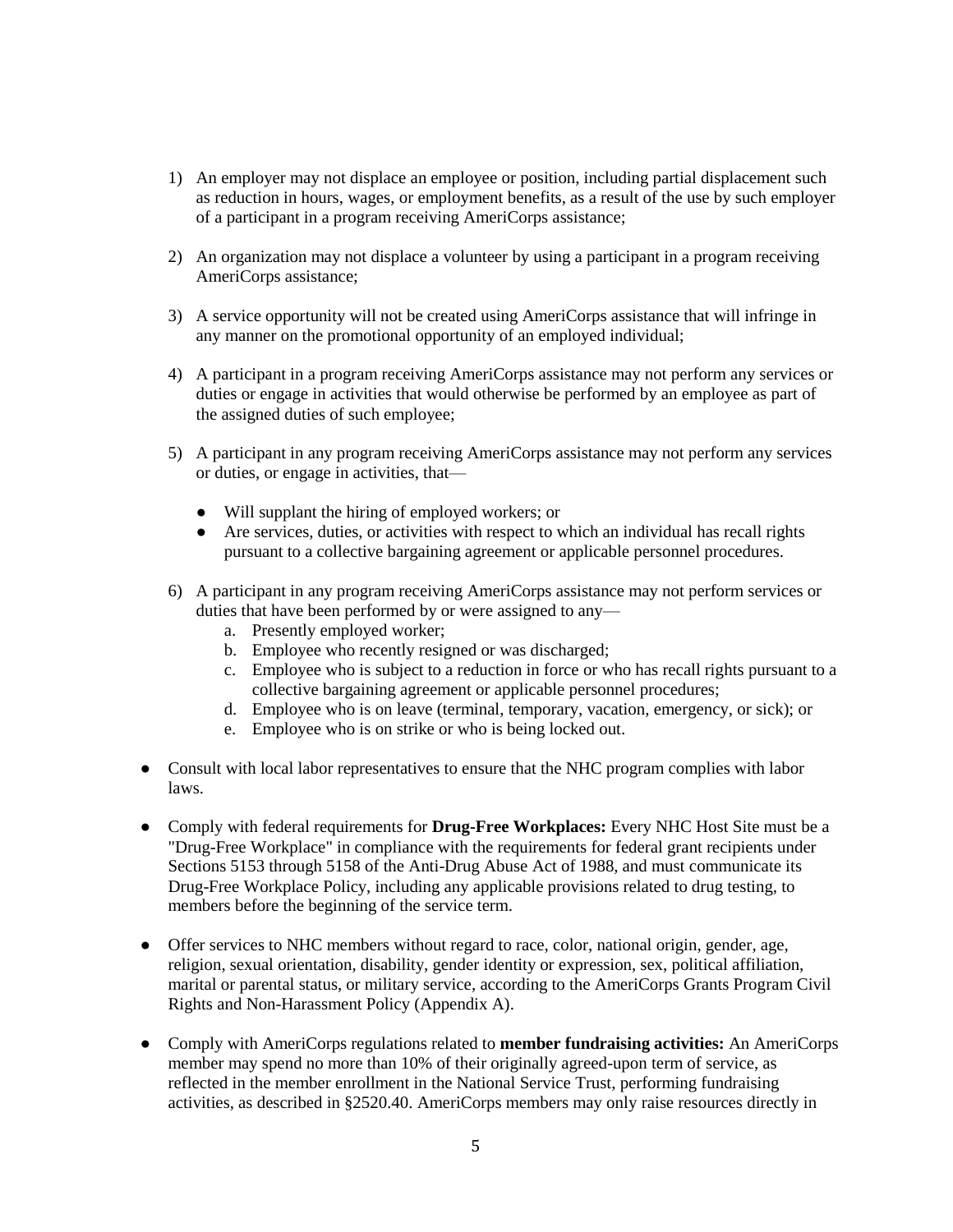1) An employer may not displace an employee or position, including partial displacement such as reduction in hours, wages, or employment benefits, as a result of the use by such employer of a participant in a program receiving AmeriCorps assistance;

2) An organization may not displace a volunteer by using a participant in a program receiving AmeriCorps assistance;

3) A service opportunity will not be created using AmeriCorps assistance that will infringe in any manner on the promotional opportunity of an employed individual;

4) A participant in a program receiving AmeriCorps assistance may not perform any services or duties or engage in activities that would otherwise be performed by an employee as part of the assigned duties of such employee;

5) A participant in any program receiving AmeriCorps assistance may not perform any services or duties, or engage in activities, that—
   - Will supplant the hiring of employed workers; or
   - Are services, duties, or activities with respect to which an individual has recall rights pursuant to a collective bargaining agreement or applicable personnel procedures.

6) A participant in any program receiving AmeriCorps assistance may not perform services or duties that have been performed by or were assigned to any—
   a. Presently employed worker;
   b. Employee who recently resigned or was discharged;
   c. Employee who is subject to a reduction in force or who has recall rights pursuant to a collective bargaining agreement or applicable personnel procedures;
   d. Employee who is on leave (terminal, temporary, vacation, emergency, or sick); or
   e. Employee who is on strike or who is being locked out.

- Consult with local labor representatives to ensure that the NHC program complies with labor laws.

- Comply with federal requirements for **Drug-Free Workplaces:** Every NHC Host Site must be a "Drug-Free Workplace" in compliance with the requirements for federal grant recipients under Sections 5153 through 5158 of the Anti-Drug Abuse Act of 1988, and must communicate its Drug-Free Workplace Policy, including any applicable provisions related to drug testing, to members before the beginning of the service term.

- Offer services to NHC members without regard to race, color, national origin, gender, age, religion, sexual orientation, disability, gender identity or expression, sex, political affiliation, marital or parental status, or military service, according to the AmeriCorps Grants Program Civil Rights and Non-Harassment Policy (Appendix A).

- Comply with AmeriCorps regulations related to **member fundraising activities:** An AmeriCorps member may spend no more than 10% of their originally agreed-upon term of service, as reflected in the member enrollment in the National Service Trust, performing fundraising activities, as described in §2520.40. AmeriCorps members may only raise resources directly in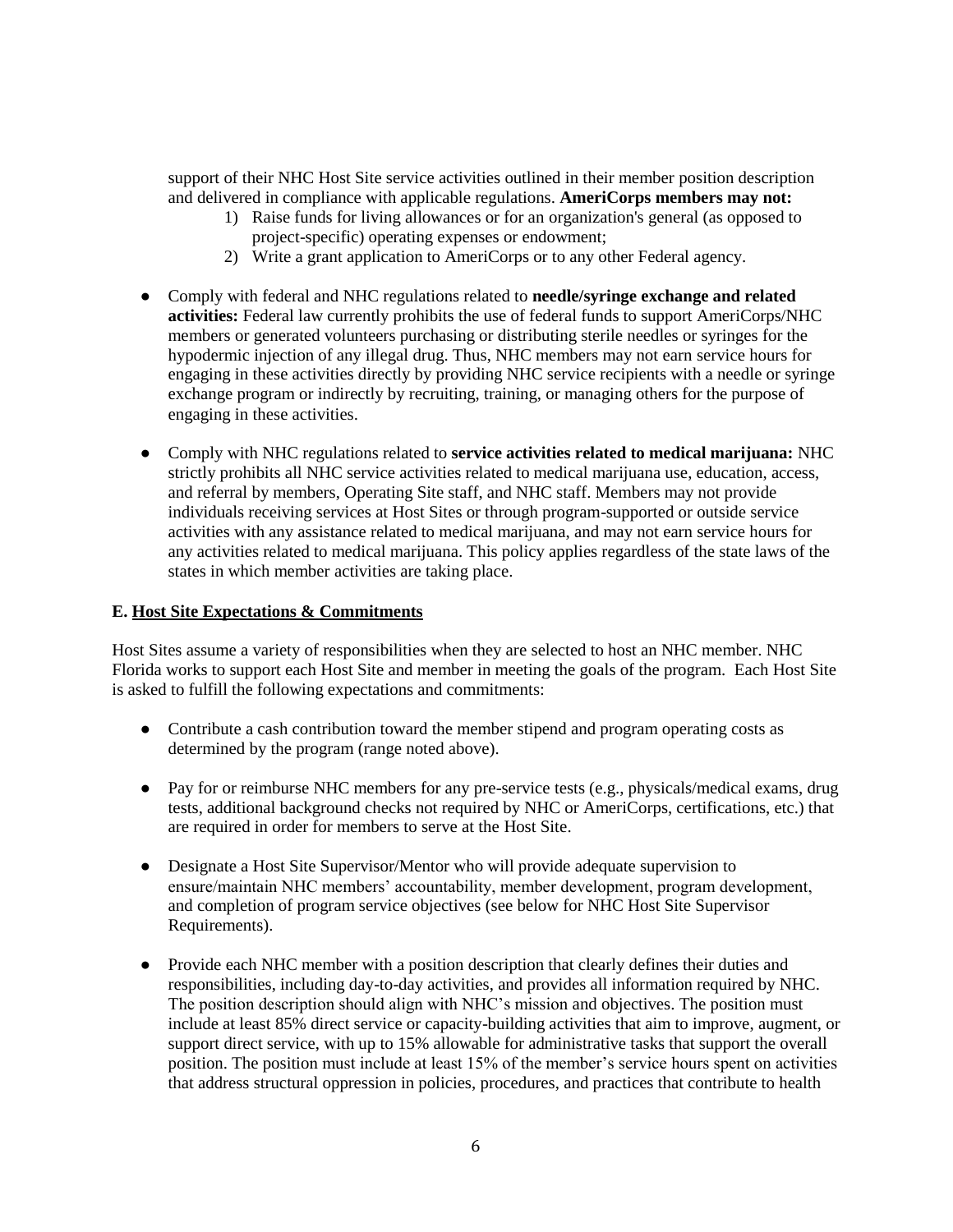support of their NHC Host Site service activities outlined in their member position description and delivered in compliance with applicable regulations. **AmeriCorps members may not:**

1) Raise funds for living allowances or for an organization's general (as opposed to project-specific) operating expenses or endowment;
2) Write a grant application to AmeriCorps or to any other Federal agency.

- Comply with federal and NHC regulations related to **needle/syringe exchange and related activities:** Federal law currently prohibits the use of federal funds to support AmeriCorps/NHC members or generated volunteers purchasing or distributing sterile needles or syringes for the hypodermic injection of any illegal drug. Thus, NHC members may not earn service hours for engaging in these activities directly by providing NHC service recipients with a needle or syringe exchange program or indirectly by recruiting, training, or managing others for the purpose of engaging in these activities.

- Comply with NHC regulations related to **service activities related to medical marijuana:** NHC strictly prohibits all NHC service activities related to medical marijuana use, education, access, and referral by members, Operating Site staff, and NHC staff. Members may not provide individuals receiving services at Host Sites or through program-supported or outside service activities with any assistance related to medical marijuana, and may not earn service hours for any activities related to medical marijuana. This policy applies regardless of the state laws of the states in which member activities are taking place.

**E. <u>Host Site Expectations & Commitments</u>**

Host Sites assume a variety of responsibilities when they are selected to host an NHC member. NHC Florida works to support each Host Site and member in meeting the goals of the program. Each Host Site is asked to fulfill the following expectations and commitments:

- Contribute a cash contribution toward the member stipend and program operating costs as determined by the program (range noted above).

- Pay for or reimburse NHC members for any pre-service tests (e.g., physicals/medical exams, drug tests, additional background checks not required by NHC or AmeriCorps, certifications, etc.) that are required in order for members to serve at the Host Site.

- Designate a Host Site Supervisor/Mentor who will provide adequate supervision to ensure/maintain NHC members' accountability, member development, program development, and completion of program service objectives (see below for NHC Host Site Supervisor Requirements).

- Provide each NHC member with a position description that clearly defines their duties and responsibilities, including day-to-day activities, and provides all information required by NHC. The position description should align with NHC's mission and objectives. The position must include at least 85% direct service or capacity-building activities that aim to improve, augment, or support direct service, with up to 15% allowable for administrative tasks that support the overall position. The position must include at least 15% of the member's service hours spent on activities that address structural oppression in policies, procedures, and practices that contribute to health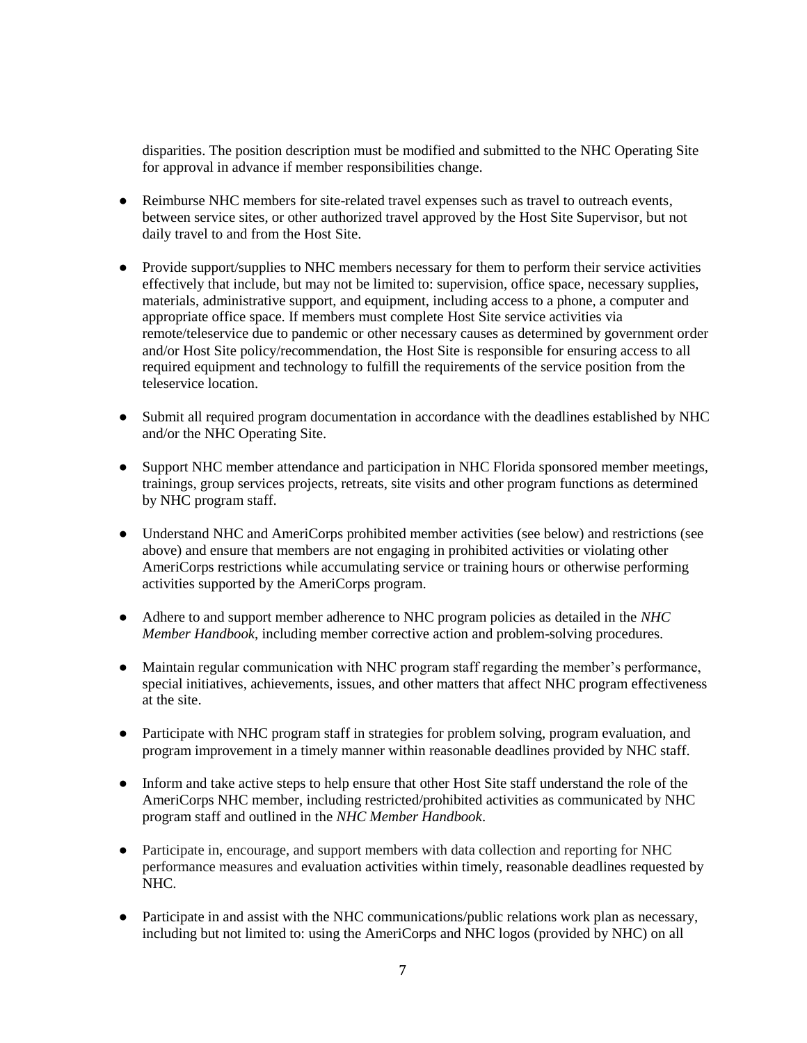disparities. The position description must be modified and submitted to the NHC Operating Site for approval in advance if member responsibilities change.

- Reimburse NHC members for site-related travel expenses such as travel to outreach events, between service sites, or other authorized travel approved by the Host Site Supervisor, but not daily travel to and from the Host Site.

- Provide support/supplies to NHC members necessary for them to perform their service activities effectively that include, but may not be limited to: supervision, office space, necessary supplies, materials, administrative support, and equipment, including access to a phone, a computer and appropriate office space. If members must complete Host Site service activities via remote/teleservice due to pandemic or other necessary causes as determined by government order and/or Host Site policy/recommendation, the Host Site is responsible for ensuring access to all required equipment and technology to fulfill the requirements of the service position from the teleservice location.

- Submit all required program documentation in accordance with the deadlines established by NHC and/or the NHC Operating Site.

- Support NHC member attendance and participation in NHC Florida sponsored member meetings, trainings, group services projects, retreats, site visits and other program functions as determined by NHC program staff.

- Understand NHC and AmeriCorps prohibited member activities (see below) and restrictions (see above) and ensure that members are not engaging in prohibited activities or violating other AmeriCorps restrictions while accumulating service or training hours or otherwise performing activities supported by the AmeriCorps program.

- Adhere to and support member adherence to NHC program policies as detailed in the *NHC Member Handbook*, including member corrective action and problem-solving procedures.

- Maintain regular communication with NHC program staff regarding the member's performance, special initiatives, achievements, issues, and other matters that affect NHC program effectiveness at the site.

- Participate with NHC program staff in strategies for problem solving, program evaluation, and program improvement in a timely manner within reasonable deadlines provided by NHC staff.

- Inform and take active steps to help ensure that other Host Site staff understand the role of the AmeriCorps NHC member, including restricted/prohibited activities as communicated by NHC program staff and outlined in the *NHC Member Handbook*.

- Participate in, encourage, and support members with data collection and reporting for NHC performance measures and evaluation activities within timely, reasonable deadlines requested by NHC.

- Participate in and assist with the NHC communications/public relations work plan as necessary, including but not limited to: using the AmeriCorps and NHC logos (provided by NHC) on all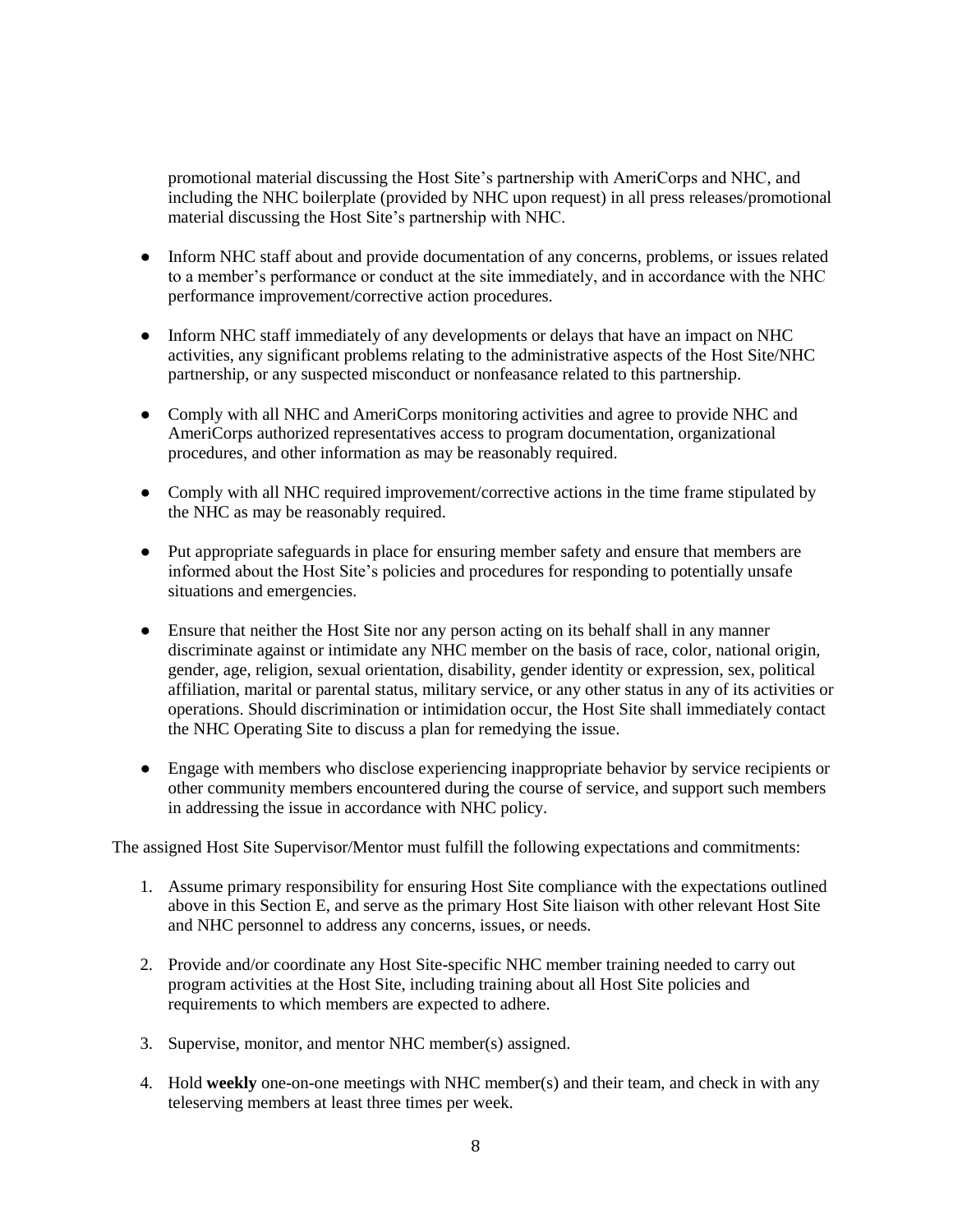promotional material discussing the Host Site's partnership with AmeriCorps and NHC, and including the NHC boilerplate (provided by NHC upon request) in all press releases/promotional material discussing the Host Site's partnership with NHC.

- Inform NHC staff about and provide documentation of any concerns, problems, or issues related to a member's performance or conduct at the site immediately, and in accordance with the NHC performance improvement/corrective action procedures.

- Inform NHC staff immediately of any developments or delays that have an impact on NHC activities, any significant problems relating to the administrative aspects of the Host Site/NHC partnership, or any suspected misconduct or nonfeasance related to this partnership.

- Comply with all NHC and AmeriCorps monitoring activities and agree to provide NHC and AmeriCorps authorized representatives access to program documentation, organizational procedures, and other information as may be reasonably required.

- Comply with all NHC required improvement/corrective actions in the time frame stipulated by the NHC as may be reasonably required.

- Put appropriate safeguards in place for ensuring member safety and ensure that members are informed about the Host Site's policies and procedures for responding to potentially unsafe situations and emergencies.

- Ensure that neither the Host Site nor any person acting on its behalf shall in any manner discriminate against or intimidate any NHC member on the basis of race, color, national origin, gender, age, religion, sexual orientation, disability, gender identity or expression, sex, political affiliation, marital or parental status, military service, or any other status in any of its activities or operations. Should discrimination or intimidation occur, the Host Site shall immediately contact the NHC Operating Site to discuss a plan for remedying the issue.

- Engage with members who disclose experiencing inappropriate behavior by service recipients or other community members encountered during the course of service, and support such members in addressing the issue in accordance with NHC policy.

The assigned Host Site Supervisor/Mentor must fulfill the following expectations and commitments:

1. Assume primary responsibility for ensuring Host Site compliance with the expectations outlined above in this Section E, and serve as the primary Host Site liaison with other relevant Host Site and NHC personnel to address any concerns, issues, or needs.

2. Provide and/or coordinate any Host Site-specific NHC member training needed to carry out program activities at the Host Site, including training about all Host Site policies and requirements to which members are expected to adhere.

3. Supervise, monitor, and mentor NHC member(s) assigned.

4. Hold **weekly** one-on-one meetings with NHC member(s) and their team, and check in with any teleserving members at least three times per week.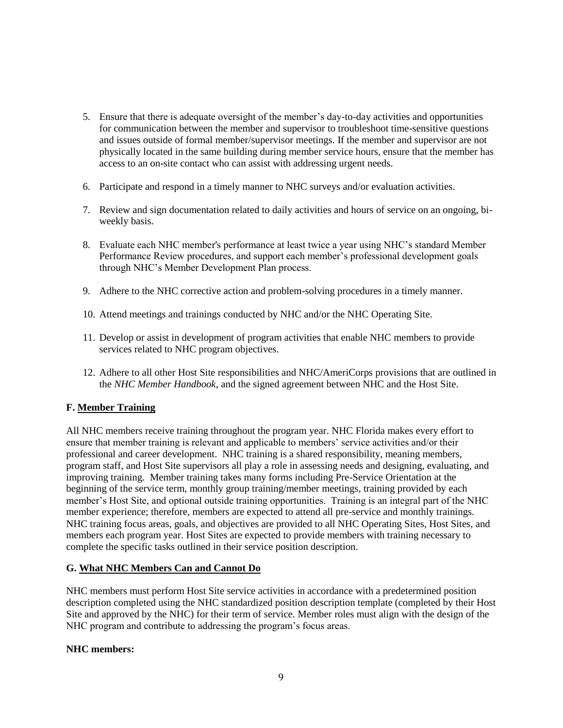5. Ensure that there is adequate oversight of the member's day-to-day activities and opportunities for communication between the member and supervisor to troubleshoot time-sensitive questions and issues outside of formal member/supervisor meetings. If the member and supervisor are not physically located in the same building during member service hours, ensure that the member has access to an on-site contact who can assist with addressing urgent needs.

6. Participate and respond in a timely manner to NHC surveys and/or evaluation activities.

7. Review and sign documentation related to daily activities and hours of service on an ongoing, bi-weekly basis.

8. Evaluate each NHC member's performance at least twice a year using NHC's standard Member Performance Review procedures, and support each member's professional development goals through NHC's Member Development Plan process.

9. Adhere to the NHC corrective action and problem-solving procedures in a timely manner.

10. Attend meetings and trainings conducted by NHC and/or the NHC Operating Site.

11. Develop or assist in development of program activities that enable NHC members to provide services related to NHC program objectives.

12. Adhere to all other Host Site responsibilities and NHC/AmeriCorps provisions that are outlined in the *NHC Member Handbook*, and the signed agreement between NHC and the Host Site.

### F. Member Training

All NHC members receive training throughout the program year. NHC Florida makes every effort to ensure that member training is relevant and applicable to members' service activities and/or their professional and career development. NHC training is a shared responsibility, meaning members, program staff, and Host Site supervisors all play a role in assessing needs and designing, evaluating, and improving training. Member training takes many forms including Pre-Service Orientation at the beginning of the service term, monthly group training/member meetings, training provided by each member's Host Site, and optional outside training opportunities. Training is an integral part of the NHC member experience; therefore, members are expected to attend all pre-service and monthly trainings. NHC training focus areas, goals, and objectives are provided to all NHC Operating Sites, Host Sites, and members each program year. Host Sites are expected to provide members with training necessary to complete the specific tasks outlined in their service position description.

### G. What NHC Members Can and Cannot Do

NHC members must perform Host Site service activities in accordance with a predetermined position description completed using the NHC standardized position description template (completed by their Host Site and approved by the NHC) for their term of service. Member roles must align with the design of the NHC program and contribute to addressing the program's focus areas.

**NHC members:**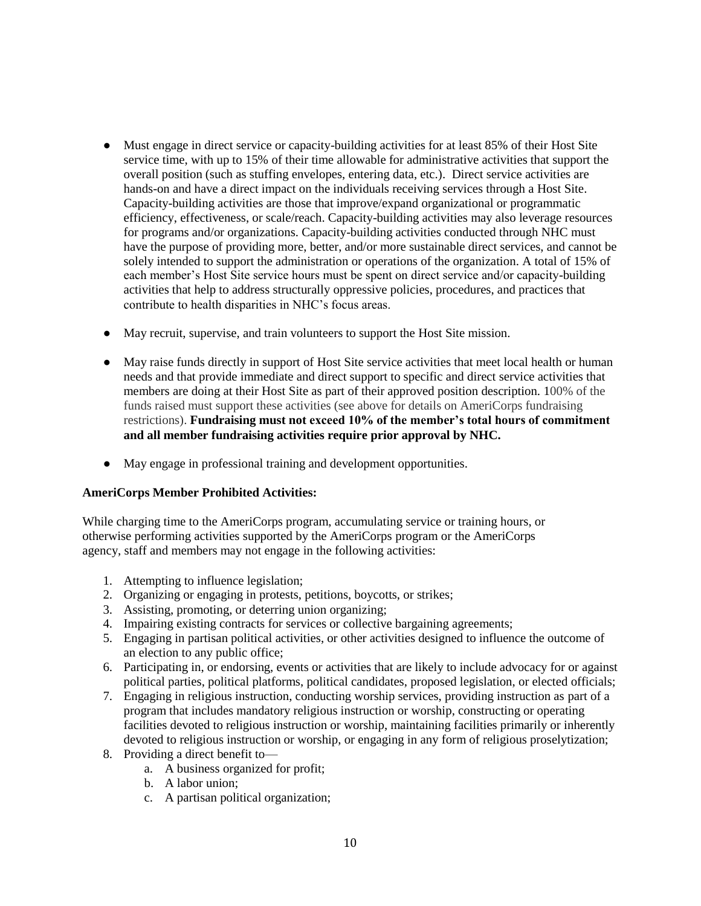- Must engage in direct service or capacity-building activities for at least 85% of their Host Site service time, with up to 15% of their time allowable for administrative activities that support the overall position (such as stuffing envelopes, entering data, etc.). Direct service activities are hands-on and have a direct impact on the individuals receiving services through a Host Site. Capacity-building activities are those that improve/expand organizational or programmatic efficiency, effectiveness, or scale/reach. Capacity-building activities may also leverage resources for programs and/or organizations. Capacity-building activities conducted through NHC must have the purpose of providing more, better, and/or more sustainable direct services, and cannot be solely intended to support the administration or operations of the organization. A total of 15% of each member's Host Site service hours must be spent on direct service and/or capacity-building activities that help to address structurally oppressive policies, procedures, and practices that contribute to health disparities in NHC's focus areas.

- May recruit, supervise, and train volunteers to support the Host Site mission.

- May raise funds directly in support of Host Site service activities that meet local health or human needs and that provide immediate and direct support to specific and direct service activities that members are doing at their Host Site as part of their approved position description. 100% of the funds raised must support these activities (see above for details on AmeriCorps fundraising restrictions). **Fundraising must not exceed 10% of the member's total hours of commitment and all member fundraising activities require prior approval by NHC.**

- May engage in professional training and development opportunities.

**AmeriCorps Member Prohibited Activities:**

While charging time to the AmeriCorps program, accumulating service or training hours, or otherwise performing activities supported by the AmeriCorps program or the AmeriCorps agency, staff and members may not engage in the following activities:

1. Attempting to influence legislation;
2. Organizing or engaging in protests, petitions, boycotts, or strikes;
3. Assisting, promoting, or deterring union organizing;
4. Impairing existing contracts for services or collective bargaining agreements;
5. Engaging in partisan political activities, or other activities designed to influence the outcome of an election to any public office;
6. Participating in, or endorsing, events or activities that are likely to include advocacy for or against political parties, political platforms, political candidates, proposed legislation, or elected officials;
7. Engaging in religious instruction, conducting worship services, providing instruction as part of a program that includes mandatory religious instruction or worship, constructing or operating facilities devoted to religious instruction or worship, maintaining facilities primarily or inherently devoted to religious instruction or worship, or engaging in any form of religious proselytization;
8. Providing a direct benefit to—
    a. A business organized for profit;
    b. A labor union;
    c. A partisan political organization;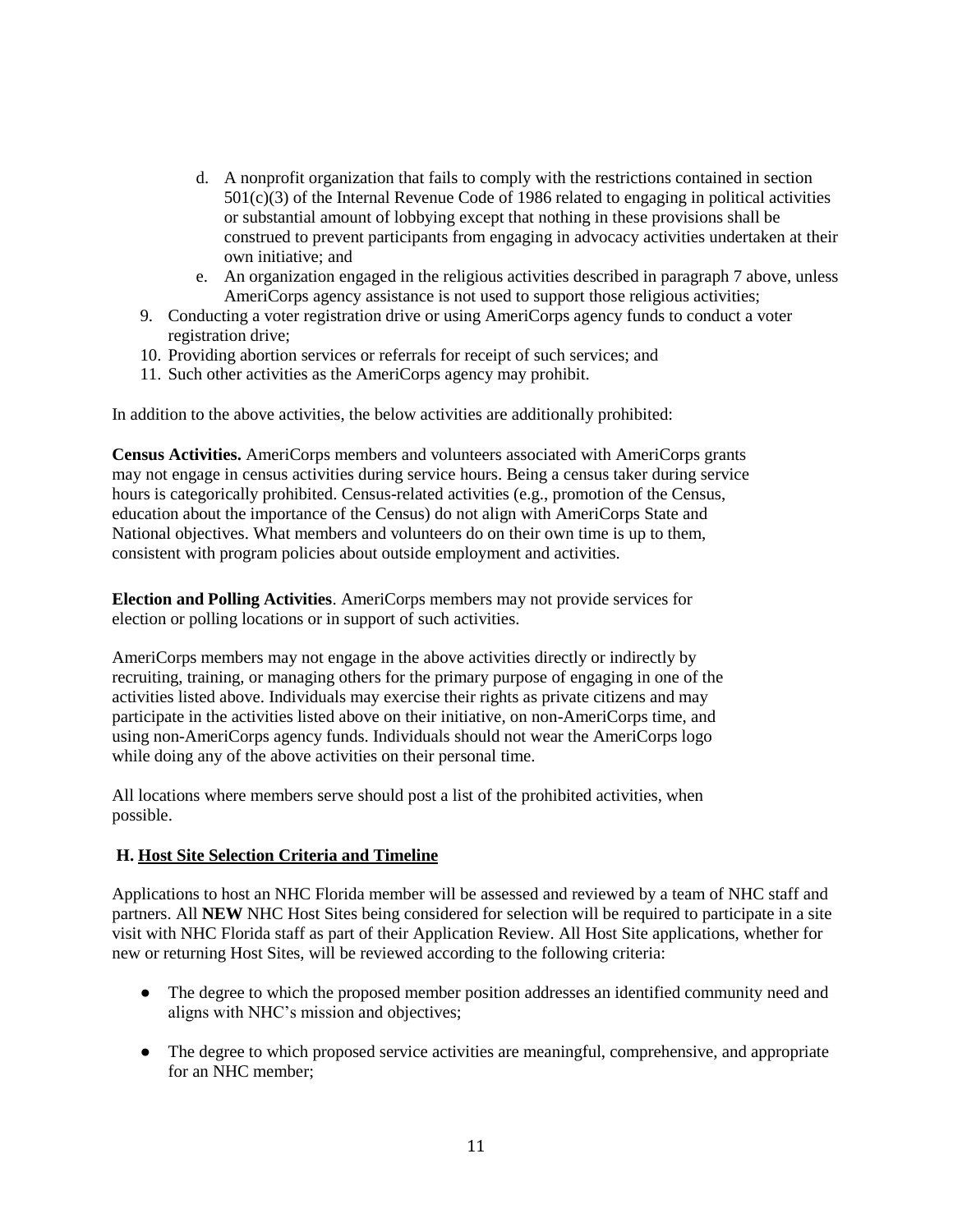d. A nonprofit organization that fails to comply with the restrictions contained in section 501(c)(3) of the Internal Revenue Code of 1986 related to engaging in political activities or substantial amount of lobbying except that nothing in these provisions shall be construed to prevent participants from engaging in advocacy activities undertaken at their own initiative; and
   e. An organization engaged in the religious activities described in paragraph 7 above, unless AmeriCorps agency assistance is not used to support those religious activities;
9. Conducting a voter registration drive or using AmeriCorps agency funds to conduct a voter registration drive;
10. Providing abortion services or referrals for receipt of such services; and
11. Such other activities as the AmeriCorps agency may prohibit.

In addition to the above activities, the below activities are additionally prohibited:

**Census Activities.** AmeriCorps members and volunteers associated with AmeriCorps grants may not engage in census activities during service hours. Being a census taker during service hours is categorically prohibited. Census-related activities (e.g., promotion of the Census, education about the importance of the Census) do not align with AmeriCorps State and National objectives. What members and volunteers do on their own time is up to them, consistent with program policies about outside employment and activities.

**Election and Polling Activities**. AmeriCorps members may not provide services for election or polling locations or in support of such activities.

AmeriCorps members may not engage in the above activities directly or indirectly by recruiting, training, or managing others for the primary purpose of engaging in one of the activities listed above. Individuals may exercise their rights as private citizens and may participate in the activities listed above on their initiative, on non-AmeriCorps time, and using non-AmeriCorps agency funds. Individuals should not wear the AmeriCorps logo while doing any of the above activities on their personal time.

All locations where members serve should post a list of the prohibited activities, when possible.

## H. Host Site Selection Criteria and Timeline

Applications to host an NHC Florida member will be assessed and reviewed by a team of NHC staff and partners. All **NEW** NHC Host Sites being considered for selection will be required to participate in a site visit with NHC Florida staff as part of their Application Review. All Host Site applications, whether for new or returning Host Sites, will be reviewed according to the following criteria:

- The degree to which the proposed member position addresses an identified community need and aligns with NHC's mission and objectives;
- The degree to which proposed service activities are meaningful, comprehensive, and appropriate for an NHC member;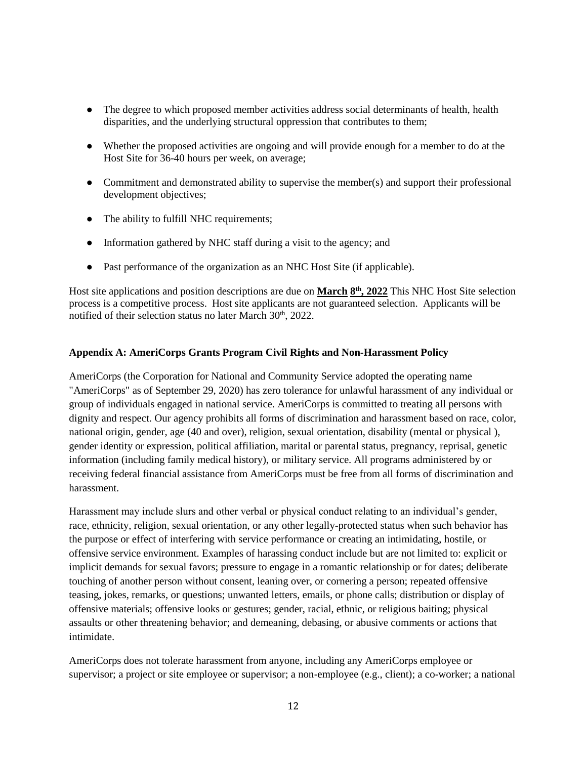- The degree to which proposed member activities address social determinants of health, health disparities, and the underlying structural oppression that contributes to them;
- Whether the proposed activities are ongoing and will provide enough for a member to do at the Host Site for 36-40 hours per week, on average;
- Commitment and demonstrated ability to supervise the member(s) and support their professional development objectives;
- The ability to fulfill NHC requirements;
- Information gathered by NHC staff during a visit to the agency; and
- Past performance of the organization as an NHC Host Site (if applicable).

Host site applications and position descriptions are due on **March 8th, 2022** This NHC Host Site selection process is a competitive process. Host site applicants are not guaranteed selection. Applicants will be notified of their selection status no later March 30th, 2022.

**Appendix A: AmeriCorps Grants Program Civil Rights and Non-Harassment Policy**

AmeriCorps (the Corporation for National and Community Service adopted the operating name "AmeriCorps" as of September 29, 2020) has zero tolerance for unlawful harassment of any individual or group of individuals engaged in national service. AmeriCorps is committed to treating all persons with dignity and respect. Our agency prohibits all forms of discrimination and harassment based on race, color, national origin, gender, age (40 and over), religion, sexual orientation, disability (mental or physical ), gender identity or expression, political affiliation, marital or parental status, pregnancy, reprisal, genetic information (including family medical history), or military service. All programs administered by or receiving federal financial assistance from AmeriCorps must be free from all forms of discrimination and harassment.

Harassment may include slurs and other verbal or physical conduct relating to an individual's gender, race, ethnicity, religion, sexual orientation, or any other legally-protected status when such behavior has the purpose or effect of interfering with service performance or creating an intimidating, hostile, or offensive service environment. Examples of harassing conduct include but are not limited to: explicit or implicit demands for sexual favors; pressure to engage in a romantic relationship or for dates; deliberate touching of another person without consent, leaning over, or cornering a person; repeated offensive teasing, jokes, remarks, or questions; unwanted letters, emails, or phone calls; distribution or display of offensive materials; offensive looks or gestures; gender, racial, ethnic, or religious baiting; physical assaults or other threatening behavior; and demeaning, debasing, or abusive comments or actions that intimidate.

AmeriCorps does not tolerate harassment from anyone, including any AmeriCorps employee or supervisor; a project or site employee or supervisor; a non-employee (e.g., client); a co-worker; a national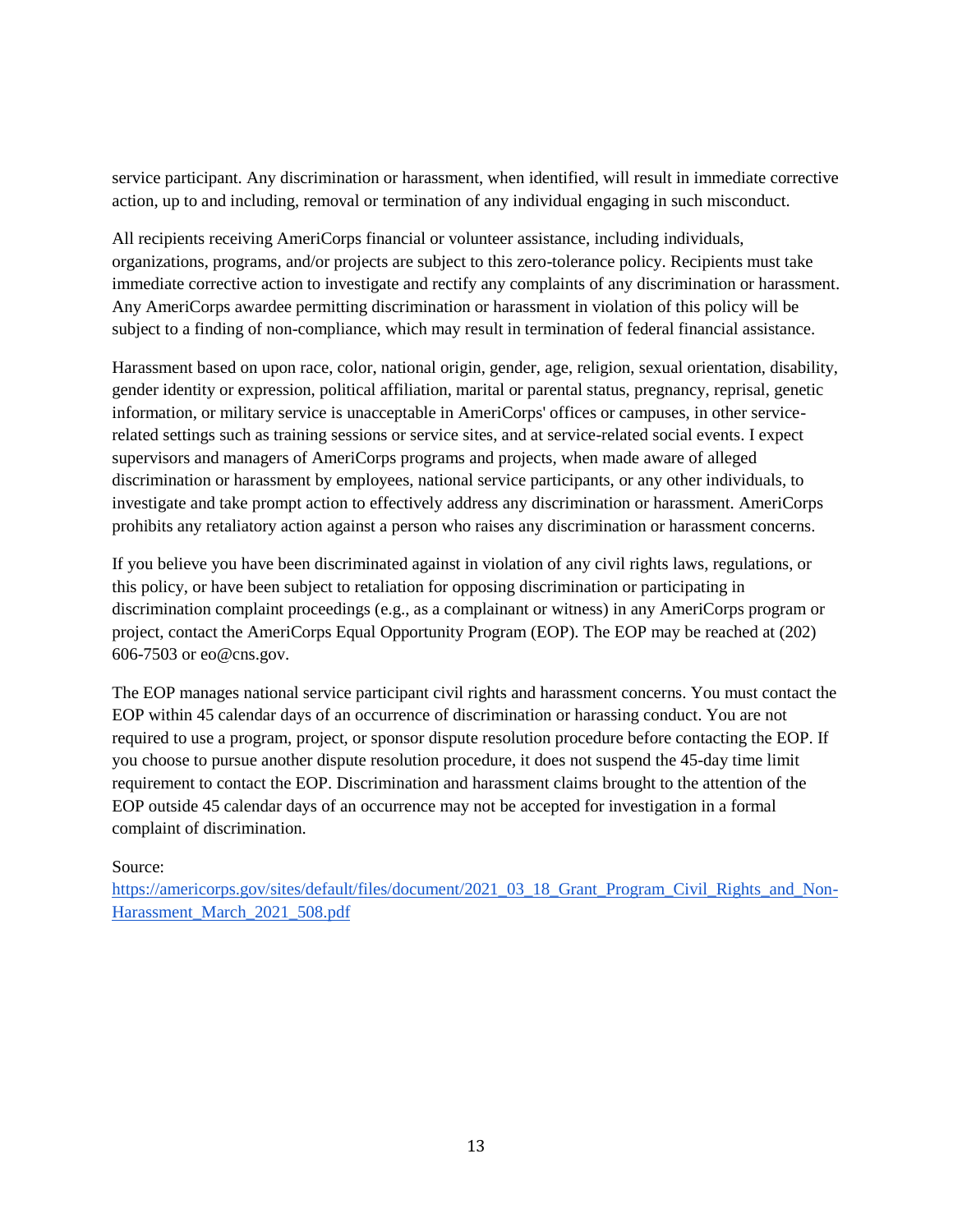service participant. Any discrimination or harassment, when identified, will result in immediate corrective action, up to and including, removal or termination of any individual engaging in such misconduct.

All recipients receiving AmeriCorps financial or volunteer assistance, including individuals, organizations, programs, and/or projects are subject to this zero-tolerance policy. Recipients must take immediate corrective action to investigate and rectify any complaints of any discrimination or harassment. Any AmeriCorps awardee permitting discrimination or harassment in violation of this policy will be subject to a finding of non-compliance, which may result in termination of federal financial assistance.

Harassment based on upon race, color, national origin, gender, age, religion, sexual orientation, disability, gender identity or expression, political affiliation, marital or parental status, pregnancy, reprisal, genetic information, or military service is unacceptable in AmeriCorps' offices or campuses, in other service-related settings such as training sessions or service sites, and at service-related social events. I expect supervisors and managers of AmeriCorps programs and projects, when made aware of alleged discrimination or harassment by employees, national service participants, or any other individuals, to investigate and take prompt action to effectively address any discrimination or harassment. AmeriCorps prohibits any retaliatory action against a person who raises any discrimination or harassment concerns.

If you believe you have been discriminated against in violation of any civil rights laws, regulations, or this policy, or have been subject to retaliation for opposing discrimination or participating in discrimination complaint proceedings (e.g., as a complainant or witness) in any AmeriCorps program or project, contact the AmeriCorps Equal Opportunity Program (EOP). The EOP may be reached at (202) 606-7503 or eo@cns.gov.

The EOP manages national service participant civil rights and harassment concerns. You must contact the EOP within 45 calendar days of an occurrence of discrimination or harassing conduct. You are not required to use a program, project, or sponsor dispute resolution procedure before contacting the EOP. If you choose to pursue another dispute resolution procedure, it does not suspend the 45-day time limit requirement to contact the EOP. Discrimination and harassment claims brought to the attention of the EOP outside 45 calendar days of an occurrence may not be accepted for investigation in a formal complaint of discrimination.

Source:
[https://americorps.gov/sites/default/files/document/2021_03_18_Grant_Program_Civil_Rights_and_Non-Harassment_March_2021_508.pdf](https://americorps.gov/sites/default/files/document/2021_03_18_Grant_Program_Civil_Rights_and_Non-Harassment_March_2021_508.pdf)